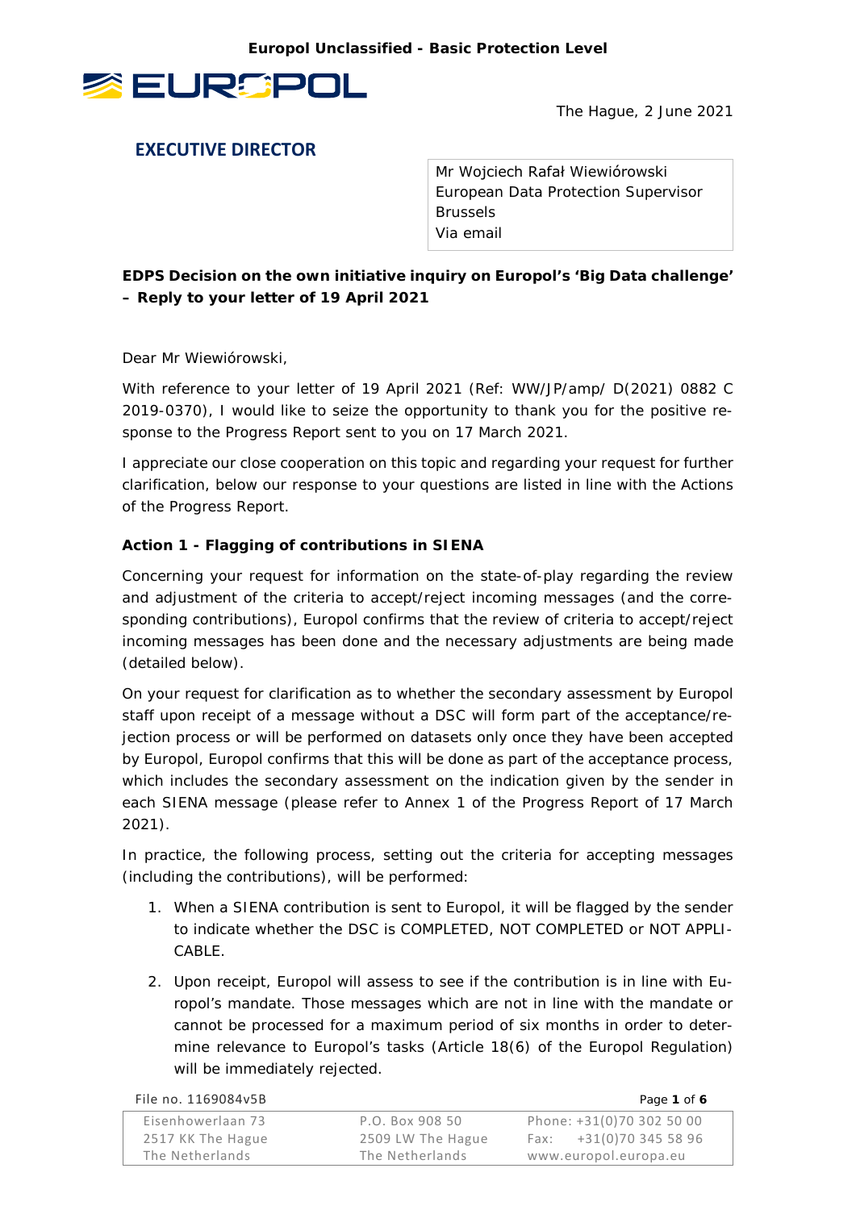**Europol Unclassified - Basic Protection Level**

The Hague, 2 June 2021

**EXECUTIVE DIRECTOR**

Mr Wojciech Rafał Wiewiórowski
European Data Protection Supervisor
Brussels
Via email

**EDPS Decision on the own initiative inquiry on Europol's 'Big Data challenge' – Reply to your letter of 19 April 2021**

Dear Mr Wiewiórowski,

With reference to your letter of 19 April 2021 (Ref: WW/JP/amp/ D(2021) 0882 C 2019-0370), I would like to seize the opportunity to thank you for the positive response to the Progress Report sent to you on 17 March 2021.

I appreciate our close cooperation on this topic and regarding your request for further clarification, below our response to your questions are listed in line with the Actions of the Progress Report.

**Action 1 - Flagging of contributions in SIENA**

Concerning your request for information on the state-of-play regarding the review and adjustment of the criteria to accept/reject incoming messages (and the corresponding contributions), Europol confirms that the review of criteria to accept/reject incoming messages has been done and the necessary adjustments are being made (detailed below).

On your request for clarification as to whether the secondary assessment by Europol staff upon receipt of a message without a DSC will form part of the acceptance/rejection process or will be performed on datasets only once they have been accepted by Europol, Europol confirms that this will be done as part of the acceptance process, which includes the secondary assessment on the indication given by the sender in each SIENA message (please refer to Annex 1 of the Progress Report of 17 March 2021).

In practice, the following process, setting out the criteria for accepting messages (including the contributions), will be performed:

1. When a SIENA contribution is sent to Europol, it will be flagged by the sender to indicate whether the DSC is COMPLETED, NOT COMPLETED or NOT APPLICABLE.
2. Upon receipt, Europol will assess to see if the contribution is in line with Europol's mandate. Those messages which are not in line with the mandate or cannot be processed for a maximum period of six months in order to determine relevance to Europol's tasks (Article 18(6) of the Europol Regulation) will be immediately rejected.

File no. 1169084v5B

| Eisenhowerlaan 73 | P.O. Box 908 50 | Phone: +31(0)70 302 50 00 |
|---|---|---|
| 2517 KK The Hague | 2509 LW The Hague | Fax: +31(0)70 345 58 96 |
| The Netherlands | The Netherlands | www.europol.europa.eu |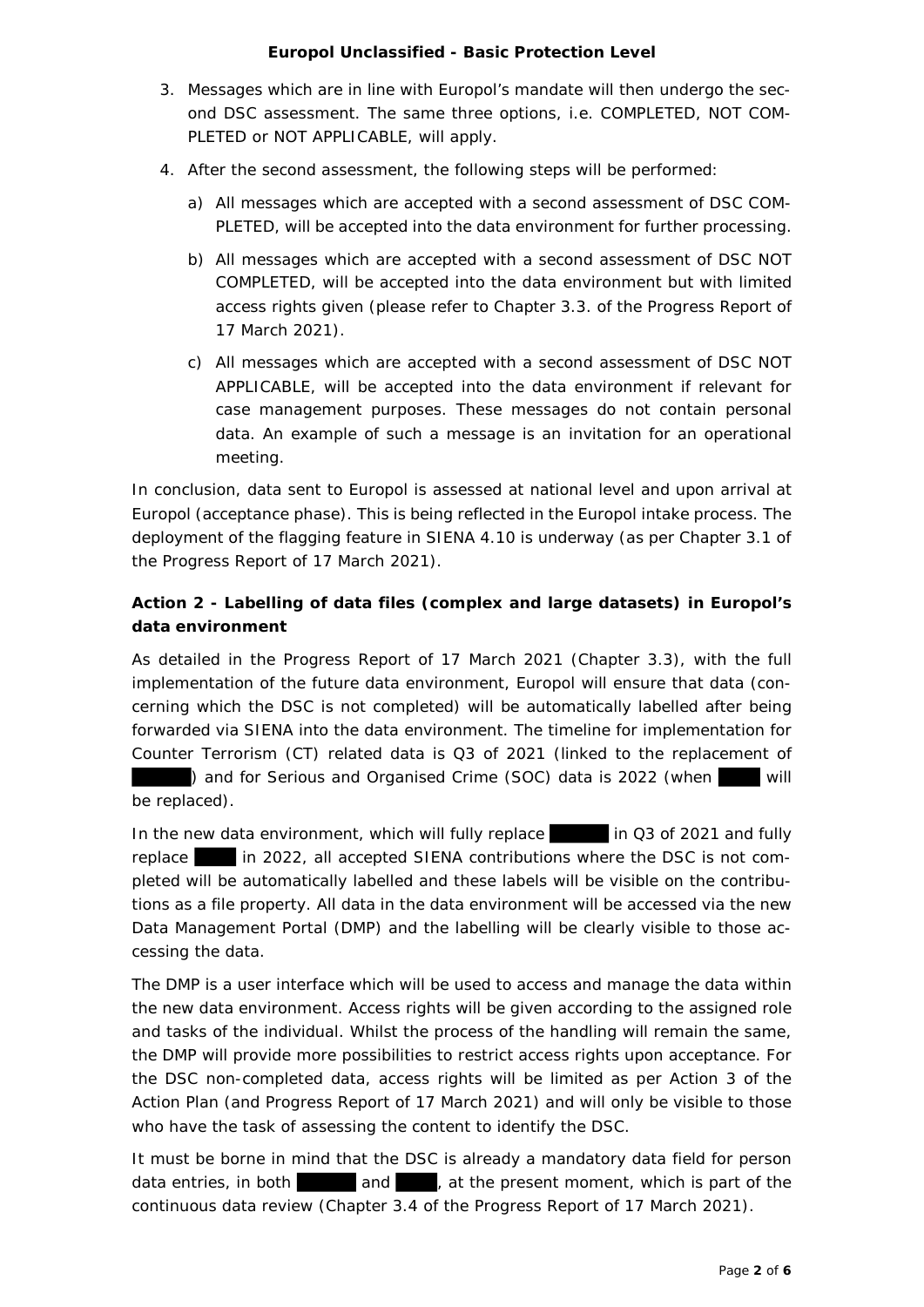3. Messages which are in line with Europol's mandate will then undergo the second DSC assessment. The same three options, i.e. COMPLETED, NOT COMPLETED or NOT APPLICABLE, will apply.

4. After the second assessment, the following steps will be performed:

   a) All messages which are accepted with a second assessment of DSC COMPLETED, will be accepted into the data environment for further processing.

   b) All messages which are accepted with a second assessment of DSC NOT COMPLETED, will be accepted into the data environment but with limited access rights given (please refer to Chapter 3.3. of the Progress Report of 17 March 2021).

   c) All messages which are accepted with a second assessment of DSC NOT APPLICABLE, will be accepted into the data environment if relevant for case management purposes. These messages do not contain personal data. An example of such a message is an invitation for an operational meeting.

In conclusion, data sent to Europol is assessed at national level and upon arrival at Europol (acceptance phase). This is being reflected in the Europol intake process. The deployment of the flagging feature in SIENA 4.10 is underway (as per Chapter 3.1 of the Progress Report of 17 March 2021).

**Action 2 - Labelling of data files (complex and large datasets) in Europol's data environment**

As detailed in the Progress Report of 17 March 2021 (Chapter 3.3), with the full implementation of the future data environment, Europol will ensure that data (concerning which the DSC is not completed) will be automatically labelled after being forwarded via SIENA into the data environment. The timeline for implementation for Counter Terrorism (CT) related data is Q3 of 2021 (linked to the replacement of ██████) and for Serious and Organised Crime (SOC) data is 2022 (when █████ will be replaced).

In the new data environment, which will fully replace ██████ in Q3 of 2021 and fully replace █████ in 2022, all accepted SIENA contributions where the DSC is not completed will be automatically labelled and these labels will be visible on the contributions as a file property. All data in the data environment will be accessed via the new Data Management Portal (DMP) and the labelling will be clearly visible to those accessing the data.

The DMP is a user interface which will be used to access and manage the data within the new data environment. Access rights will be given according to the assigned role and tasks of the individual. Whilst the process of the handling will remain the same, the DMP will provide more possibilities to restrict access rights upon acceptance. For the DSC non-completed data, access rights will be limited as per Action 3 of the Action Plan (and Progress Report of 17 March 2021) and will only be visible to those who have the task of assessing the content to identify the DSC.

It must be borne in mind that the DSC is already a mandatory data field for person data entries, in both ██████ and █████, at the present moment, which is part of the continuous data review (Chapter 3.4 of the Progress Report of 17 March 2021).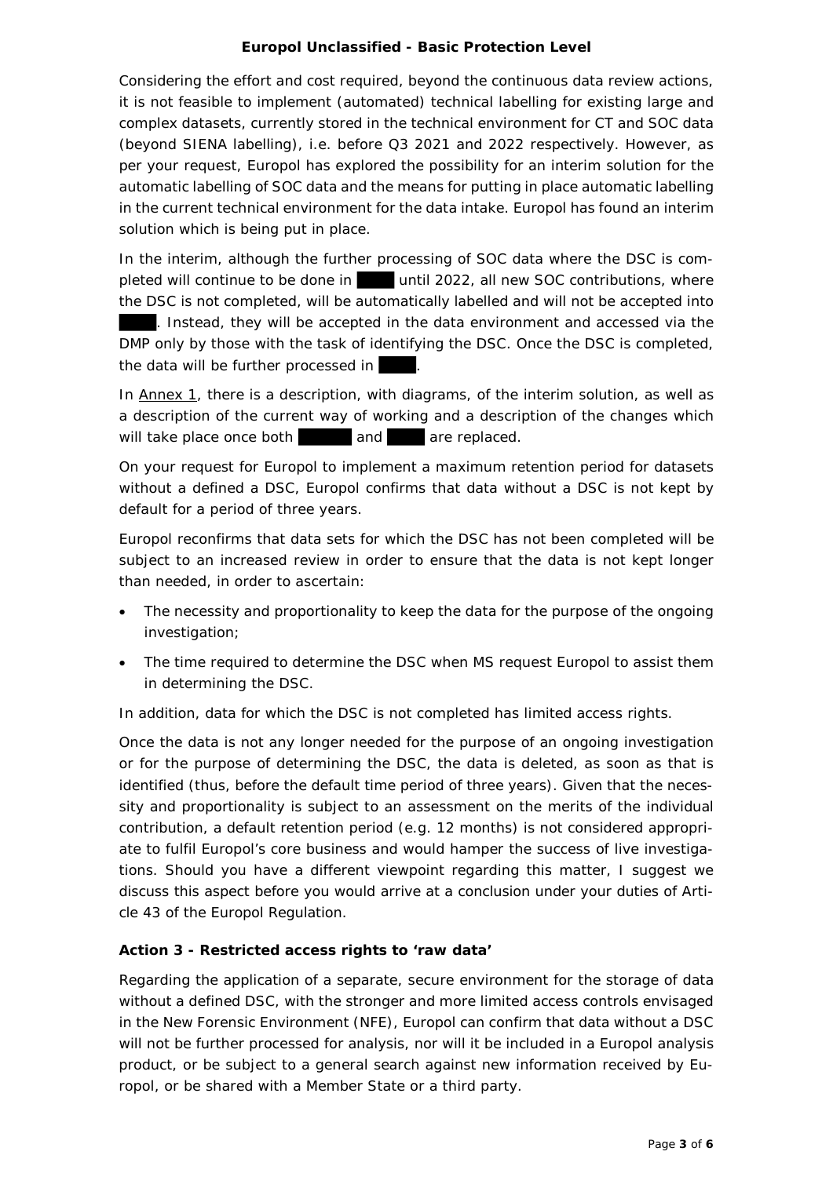Considering the effort and cost required, beyond the continuous data review actions, it is not feasible to implement (automated) technical labelling for existing large and complex datasets, currently stored in the technical environment for CT and SOC data (beyond SIENA labelling), i.e. before Q3 2021 and 2022 respectively. However, as per your request, Europol has explored the possibility for an interim solution for the automatic labelling of SOC data and the means for putting in place automatic labelling in the current technical environment for the data intake. Europol has found an interim solution which is being put in place.

In the interim, although the further processing of SOC data where the DSC is completed will continue to be done in █████ until 2022, all new SOC contributions, where the DSC is not completed, will be automatically labelled and will not be accepted into █████. Instead, they will be accepted in the data environment and accessed via the DMP only by those with the task of identifying the DSC. Once the DSC is completed, the data will be further processed in █████.

In Annex 1, there is a description, with diagrams, of the interim solution, as well as a description of the current way of working and a description of the changes which will take place once both █████ and █████ are replaced.

On your request for Europol to implement a maximum retention period for datasets without a defined a DSC, Europol confirms that data without a DSC is not kept by default for a period of three years.

Europol reconfirms that data sets for which the DSC has not been completed will be subject to an increased review in order to ensure that the data is not kept longer than needed, in order to ascertain:

- The necessity and proportionality to keep the data for the purpose of the ongoing investigation;
- The time required to determine the DSC when MS request Europol to assist them in determining the DSC.

In addition, data for which the DSC is not completed has limited access rights.

Once the data is not any longer needed for the purpose of an ongoing investigation or for the purpose of determining the DSC, the data is deleted, as soon as that is identified (thus, before the default time period of three years). Given that the necessity and proportionality is subject to an assessment on the merits of the individual contribution, a default retention period (e.g. 12 months) is not considered appropriate to fulfil Europol's core business and would hamper the success of live investigations. Should you have a different viewpoint regarding this matter, I suggest we discuss this aspect before you would arrive at a conclusion under your duties of Article 43 of the Europol Regulation.

**Action 3 - Restricted access rights to 'raw data'**

Regarding the application of a separate, secure environment for the storage of data without a defined DSC, with the stronger and more limited access controls envisaged in the New Forensic Environment (NFE), Europol can confirm that data without a DSC will not be further processed for analysis, nor will it be included in a Europol analysis product, or be subject to a general search against new information received by Europol, or be shared with a Member State or a third party.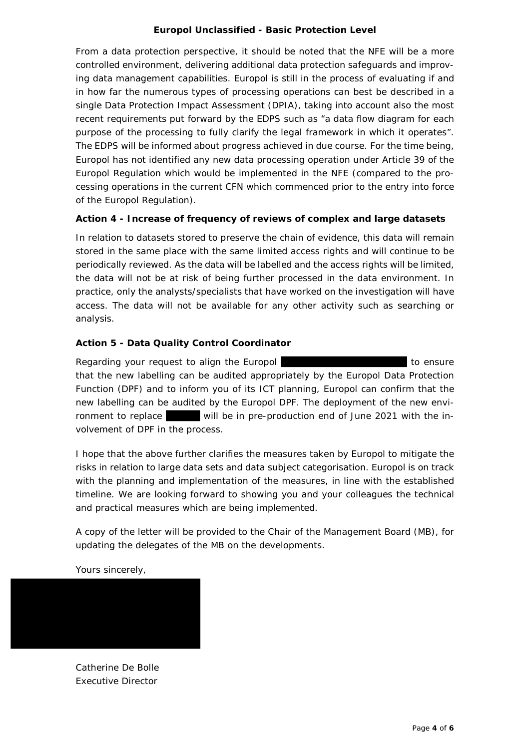From a data protection perspective, it should be noted that the NFE will be a more controlled environment, delivering additional data protection safeguards and improving data management capabilities. Europol is still in the process of evaluating if and in how far the numerous types of processing operations can best be described in a single Data Protection Impact Assessment (DPIA), taking into account also the most recent requirements put forward by the EDPS such as "a data flow diagram for each purpose of the processing to fully clarify the legal framework in which it operates". The EDPS will be informed about progress achieved in due course. For the time being, Europol has not identified any new data processing operation under Article 39 of the Europol Regulation which would be implemented in the NFE (compared to the processing operations in the current CFN which commenced prior to the entry into force of the Europol Regulation).

**Action 4 - Increase of frequency of reviews of complex and large datasets**

In relation to datasets stored to preserve the chain of evidence, this data will remain stored in the same place with the same limited access rights and will continue to be periodically reviewed. As the data will be labelled and the access rights will be limited, the data will not be at risk of being further processed in the data environment. In practice, only the analysts/specialists that have worked on the investigation will have access. The data will not be available for any other activity such as searching or analysis.

**Action 5 - Data Quality Control Coordinator**

Regarding your request to align the Europol [REDACTED] to ensure that the new labelling can be audited appropriately by the Europol Data Protection Function (DPF) and to inform you of its ICT planning, Europol can confirm that the new labelling can be audited by the Europol DPF. The deployment of the new environment to replace [REDACTED] will be in pre-production end of June 2021 with the involvement of DPF in the process.

I hope that the above further clarifies the measures taken by Europol to mitigate the risks in relation to large data sets and data subject categorisation. Europol is on track with the planning and implementation of the measures, in line with the established timeline. We are looking forward to showing you and your colleagues the technical and practical measures which are being implemented.

A copy of the letter will be provided to the Chair of the Management Board (MB), for updating the delegates of the MB on the developments.

Yours sincerely,

[REDACTED]

Catherine De Bolle
Executive Director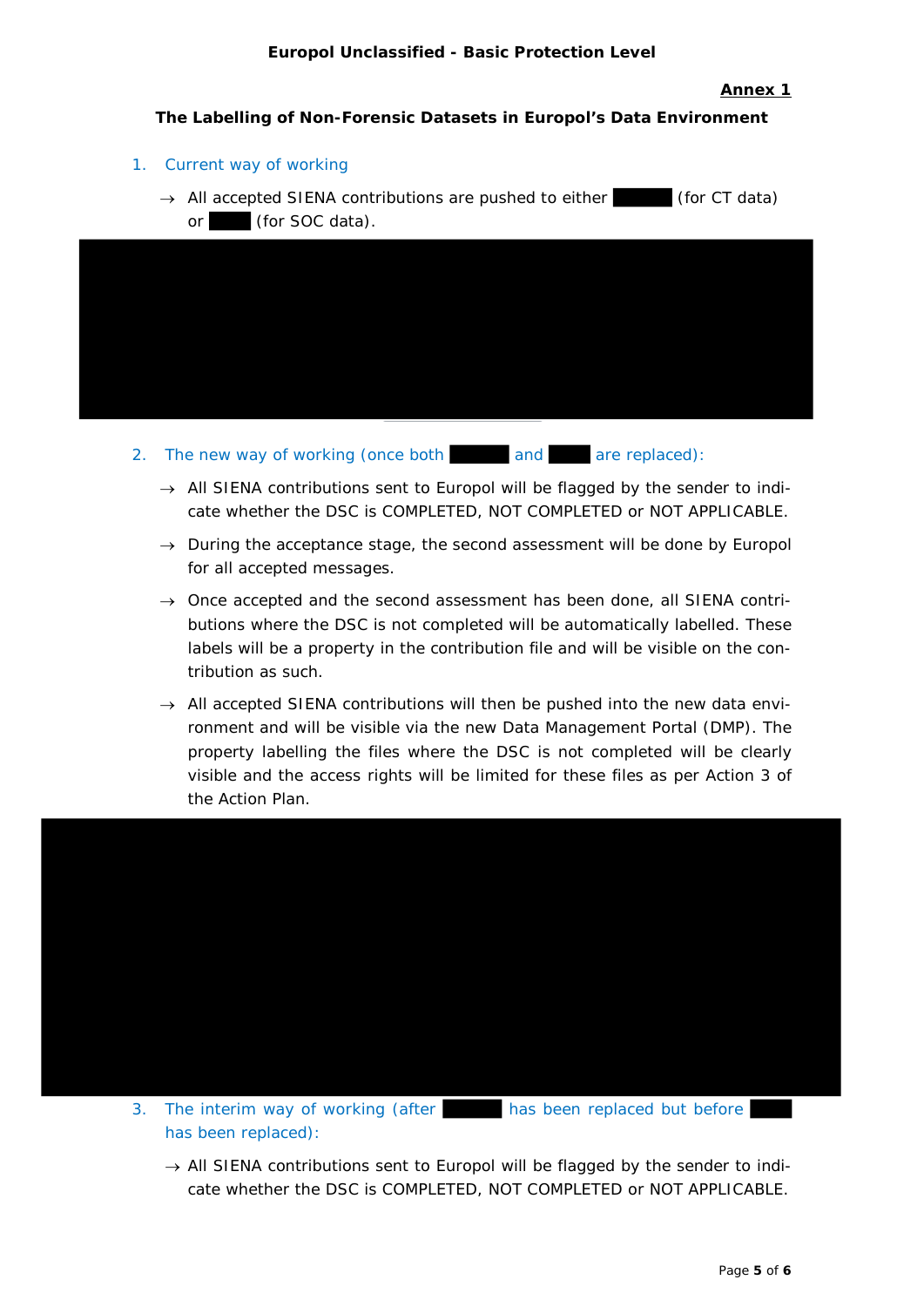**Annex 1**

**The Labelling of Non-Forensic Datasets in Europol's Data Environment**

1. Current way of working

   → All accepted SIENA contributions are pushed to either ██████ (for CT data) or ████ (for SOC data).

██████████

2. The new way of working (once both ██████ and ████ are replaced):

   → All SIENA contributions sent to Europol will be flagged by the sender to indicate whether the DSC is COMPLETED, NOT COMPLETED or NOT APPLICABLE.

   → During the acceptance stage, the second assessment will be done by Europol for all accepted messages.

   → Once accepted and the second assessment has been done, all SIENA contributions where the DSC is not completed will be automatically labelled. These labels will be a property in the contribution file and will be visible on the contribution as such.

   → All accepted SIENA contributions will then be pushed into the new data environment and will be visible via the new Data Management Portal (DMP). The property labelling the files where the DSC is not completed will be clearly visible and the access rights will be limited for these files as per Action 3 of the Action Plan.

██████████

3. The interim way of working (after ██████ has been replaced but before ████ has been replaced):

   → All SIENA contributions sent to Europol will be flagged by the sender to indicate whether the DSC is COMPLETED, NOT COMPLETED or NOT APPLICABLE.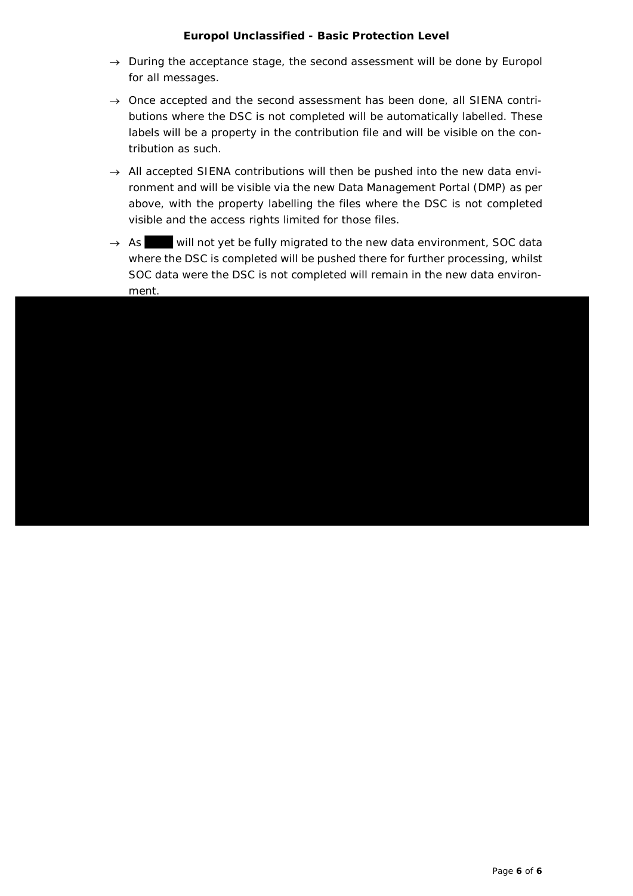- → During the acceptance stage, the second assessment will be done by Europol for all messages.
- → Once accepted and the second assessment has been done, all SIENA contributions where the DSC is not completed will be automatically labelled. These labels will be a property in the contribution file and will be visible on the contribution as such.
- → All accepted SIENA contributions will then be pushed into the new data environment and will be visible via the new Data Management Portal (DMP) as per above, with the property labelling the files where the DSC is not completed visible and the access rights limited for those files.
- → As ████ will not yet be fully migrated to the new data environment, SOC data where the DSC is completed will be pushed there for further processing, whilst SOC data were the DSC is not completed will remain in the new data environment.